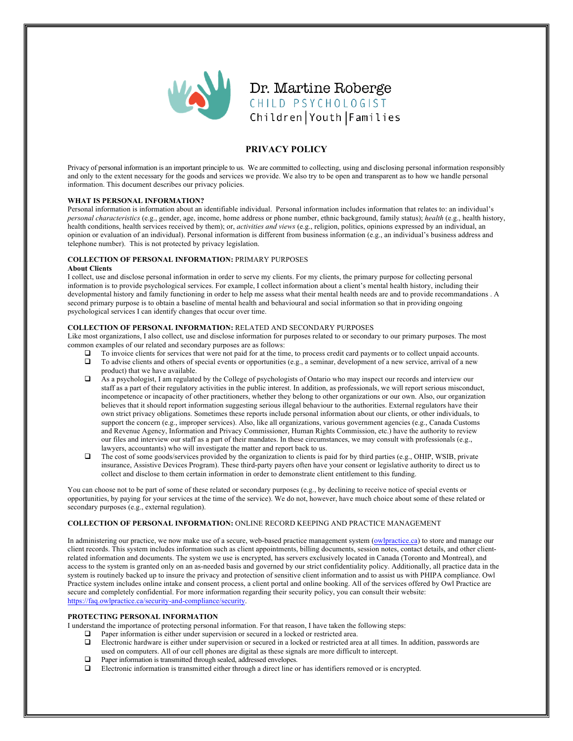Dr. Martine Roberge
CHILD PSYCHOLOGIST
Children | Youth | Families

# PRIVACY POLICY

Privacy of personal information is an important principle to us. We are committed to collecting, using and disclosing personal information responsibly and only to the extent necessary for the goods and services we provide. We also try to be open and transparent as to how we handle personal information. This document describes our privacy policies.

## WHAT IS PERSONAL INFORMATION?

Personal information is information about an identifiable individual. Personal information includes information that relates to: an individual's *personal characteristics* (e.g., gender, age, income, home address or phone number, ethnic background, family status); *health* (e.g., health history, health conditions, health services received by them); or, *activities and views* (e.g., religion, politics, opinions expressed by an individual, an opinion or evaluation of an individual). Personal information is different from business information (e.g., an individual's business address and telephone number). This is not protected by privacy legislation.

## COLLECTION OF PERSONAL INFORMATION: PRIMARY PURPOSES

**About Clients**

I collect, use and disclose personal information in order to serve my clients. For my clients, the primary purpose for collecting personal information is to provide psychological services. For example, I collect information about a client's mental health history, including their developmental history and family functioning in order to help me assess what their mental health needs are and to provide recommendations . A second primary purpose is to obtain a baseline of mental health and behavioural and social information so that in providing ongoing psychological services I can identify changes that occur over time.

## COLLECTION OF PERSONAL INFORMATION: RELATED AND SECONDARY PURPOSES

Like most organizations, I also collect, use and disclose information for purposes related to or secondary to our primary purposes. The most common examples of our related and secondary purposes are as follows:

- To invoice clients for services that were not paid for at the time, to process credit card payments or to collect unpaid accounts.
- To advise clients and others of special events or opportunities (e.g., a seminar, development of a new service, arrival of a new product) that we have available.
- As a psychologist, I am regulated by the College of psychologists of Ontario who may inspect our records and interview our staff as a part of their regulatory activities in the public interest. In addition, as professionals, we will report serious misconduct, incompetence or incapacity of other practitioners, whether they belong to other organizations or our own. Also, our organization believes that it should report information suggesting serious illegal behaviour to the authorities. External regulators have their own strict privacy obligations. Sometimes these reports include personal information about our clients, or other individuals, to support the concern (e.g., improper services). Also, like all organizations, various government agencies (e.g., Canada Customs and Revenue Agency, Information and Privacy Commissioner, Human Rights Commission, etc.) have the authority to review our files and interview our staff as a part of their mandates. In these circumstances, we may consult with professionals (e.g., lawyers, accountants) who will investigate the matter and report back to us.
- The cost of some goods/services provided by the organization to clients is paid for by third parties (e.g., OHIP, WSIB, private insurance, Assistive Devices Program). These third-party payers often have your consent or legislative authority to direct us to collect and disclose to them certain information in order to demonstrate client entitlement to this funding.

You can choose not to be part of some of these related or secondary purposes (e.g., by declining to receive notice of special events or opportunities, by paying for your services at the time of the service). We do not, however, have much choice about some of these related or secondary purposes (e.g., external regulation).

## COLLECTION OF PERSONAL INFORMATION: ONLINE RECORD KEEPING AND PRACTICE MANAGEMENT

In administering our practice, we now make use of a secure, web-based practice management system (owlpractice.ca) to store and manage our client records. This system includes information such as client appointments, billing documents, session notes, contact details, and other client-related information and documents. The system we use is encrypted, has servers exclusively located in Canada (Toronto and Montreal), and access to the system is granted only on an as-needed basis and governed by our strict confidentiality policy. Additionally, all practice data in the system is routinely backed up to insure the privacy and protection of sensitive client information and to assist us with PHIPA compliance. Owl Practice system includes online intake and consent process, a client portal and online booking. All of the services offered by Owl Practice are secure and completely confidential. For more information regarding their security policy, you can consult their website: https://faq.owlpractice.ca/security-and-compliance/security.

## PROTECTING PERSONAL INFORMATION

I understand the importance of protecting personal information. For that reason, I have taken the following steps:

- Paper information is either under supervision or secured in a locked or restricted area.
- Electronic hardware is either under supervision or secured in a locked or restricted area at all times. In addition, passwords are used on computers. All of our cell phones are digital as these signals are more difficult to intercept.
- Paper information is transmitted through sealed, addressed envelopes.
- Electronic information is transmitted either through a direct line or has identifiers removed or is encrypted.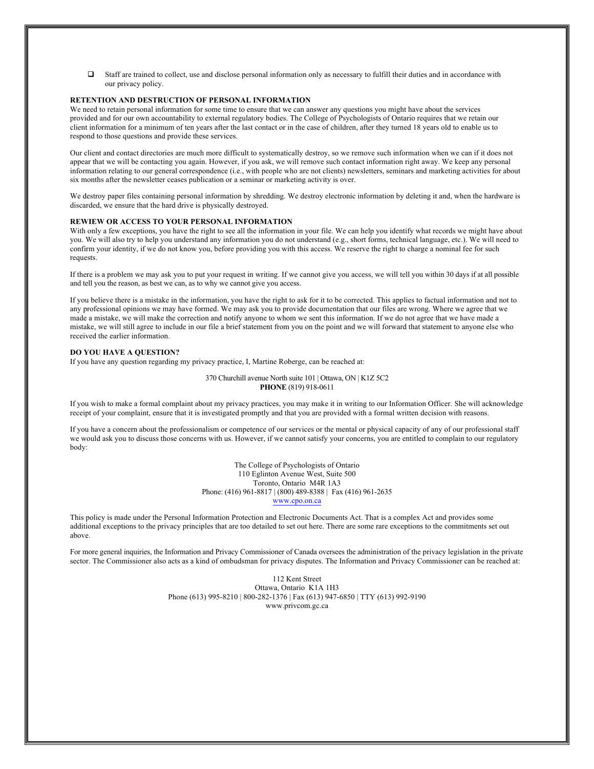- [ ] Staff are trained to collect, use and disclose personal information only as necessary to fulfill their duties and in accordance with our privacy policy.

**RETENTION AND DESTRUCTION OF PERSONAL INFORMATION**

We need to retain personal information for some time to ensure that we can answer any questions you might have about the services provided and for our own accountability to external regulatory bodies. The College of Psychologists of Ontario requires that we retain our client information for a minimum of ten years after the last contact or in the case of children, after they turned 18 years old to enable us to respond to those questions and provide these services.

Our client and contact directories are much more difficult to systematically destroy, so we remove such information when we can if it does not appear that we will be contacting you again. However, if you ask, we will remove such contact information right away. We keep any personal information relating to our general correspondence (i.e., with people who are not clients) newsletters, seminars and marketing activities for about six months after the newsletter ceases publication or a seminar or marketing activity is over.

We destroy paper files containing personal information by shredding. We destroy electronic information by deleting it and, when the hardware is discarded, we ensure that the hard drive is physically destroyed.

**REWIEW OR ACCESS TO YOUR PERSONAL INFORMATION**

With only a few exceptions, you have the right to see all the information in your file. We can help you identify what records we might have about you. We will also try to help you understand any information you do not understand (e.g., short forms, technical language, etc.). We will need to confirm your identity, if we do not know you, before providing you with this access. We reserve the right to charge a nominal fee for such requests.

If there is a problem we may ask you to put your request in writing. If we cannot give you access, we will tell you within 30 days if at all possible and tell you the reason, as best we can, as to why we cannot give you access.

If you believe there is a mistake in the information, you have the right to ask for it to be corrected. This applies to factual information and not to any professional opinions we may have formed. We may ask you to provide documentation that our files are wrong. Where we agree that we made a mistake, we will make the correction and notify anyone to whom we sent this information. If we do not agree that we have made a mistake, we will still agree to include in our file a brief statement from you on the point and we will forward that statement to anyone else who received the earlier information.

**DO YOU HAVE A QUESTION?**

If you have any question regarding my privacy practice, I, Martine Roberge, can be reached at:

370 Churchill avenue North suite 101 | Ottawa, ON | K1Z 5C2
**PHONE** (819) 918-0611

If you wish to make a formal complaint about my privacy practices, you may make it in writing to our Information Officer. She will acknowledge receipt of your complaint, ensure that it is investigated promptly and that you are provided with a formal written decision with reasons.

If you have a concern about the professionalism or competence of our services or the mental or physical capacity of any of our professional staff we would ask you to discuss those concerns with us. However, if we cannot satisfy your concerns, you are entitled to complain to our regulatory body:

The College of Psychologists of Ontario
110 Eglinton Avenue West, Suite 500
Toronto, Ontario M4R 1A3
Phone: (416) 961-8817 | (800) 489-8388 | Fax (416) 961-2635
www.cpo.on.ca

This policy is made under the Personal Information Protection and Electronic Documents Act. That is a complex Act and provides some additional exceptions to the privacy principles that are too detailed to set out here. There are some rare exceptions to the commitments set out above.

For more general inquiries, the Information and Privacy Commissioner of Canada oversees the administration of the privacy legislation in the private sector. The Commissioner also acts as a kind of ombudsman for privacy disputes. The Information and Privacy Commissioner can be reached at:

112 Kent Street
Ottawa, Ontario K1A 1H3
Phone (613) 995-8210 | 800-282-1376 | Fax (613) 947-6850 | TTY (613) 992-9190
www.privcom.gc.ca